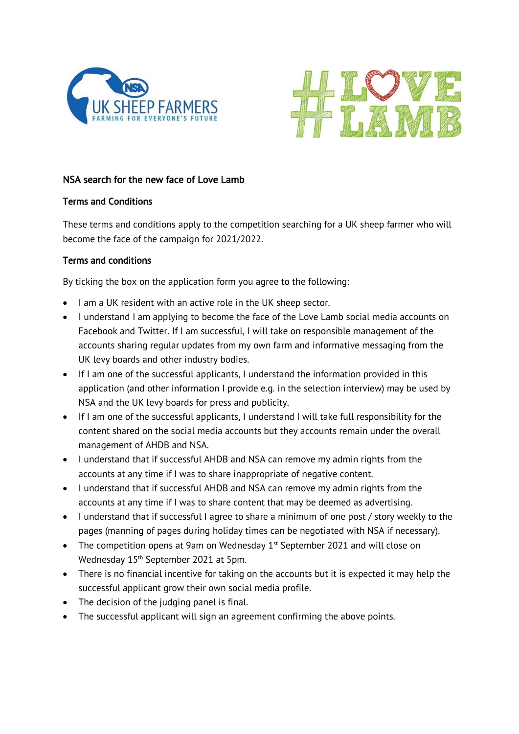## NSA search for the new face of Love Lamb

### Terms and Conditions

These terms and conditions apply to the competition searching for a UK sheep farmer who will become the face of the campaign for 2021/2022.

### Terms and conditions

By ticking the box on the application form you agree to the following:

- I am a UK resident with an active role in the UK sheep sector.
- I understand I am applying to become the face of the Love Lamb social media accounts on Facebook and Twitter. If I am successful, I will take on responsible management of the accounts sharing regular updates from my own farm and informative messaging from the UK levy boards and other industry bodies.
- If I am one of the successful applicants, I understand the information provided in this application (and other information I provide e.g. in the selection interview) may be used by NSA and the UK levy boards for press and publicity.
- If I am one of the successful applicants, I understand I will take full responsibility for the content shared on the social media accounts but they accounts remain under the overall management of AHDB and NSA.
- I understand that if successful AHDB and NSA can remove my admin rights from the accounts at any time if I was to share inappropriate of negative content.
- I understand that if successful AHDB and NSA can remove my admin rights from the accounts at any time if I was to share content that may be deemed as advertising.
- I understand that if successful I agree to share a minimum of one post / story weekly to the pages (manning of pages during holiday times can be negotiated with NSA if necessary).
- The competition opens at 9am on Wednesday 1st September 2021 and will close on Wednesday 15th September 2021 at 5pm.
- There is no financial incentive for taking on the accounts but it is expected it may help the successful applicant grow their own social media profile.
- The decision of the judging panel is final.
- The successful applicant will sign an agreement confirming the above points.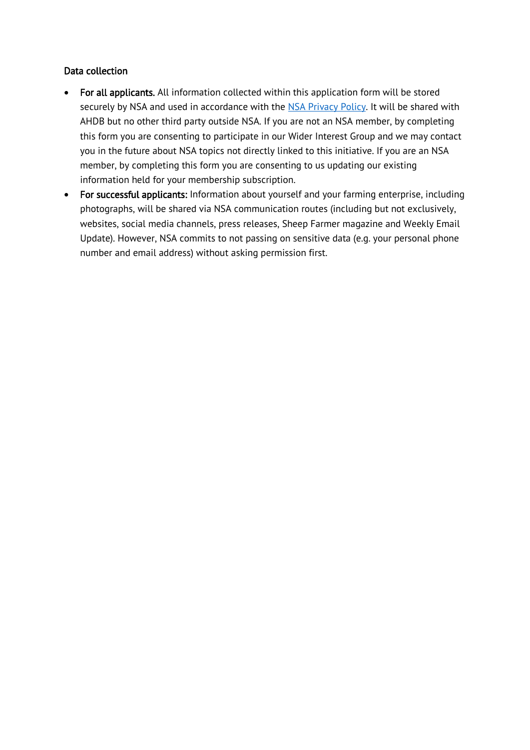### Data collection

- **For all applicants.** All information collected within this application form will be stored securely by NSA and used in accordance with the [NSA Privacy Policy](). It will be shared with AHDB but no other third party outside NSA. If you are not an NSA member, by completing this form you are consenting to participate in our Wider Interest Group and we may contact you in the future about NSA topics not directly linked to this initiative. If you are an NSA member, by completing this form you are consenting to us updating our existing information held for your membership subscription.
- **For successful applicants:** Information about yourself and your farming enterprise, including photographs, will be shared via NSA communication routes (including but not exclusively, websites, social media channels, press releases, Sheep Farmer magazine and Weekly Email Update). However, NSA commits to not passing on sensitive data (e.g. your personal phone number and email address) without asking permission first.